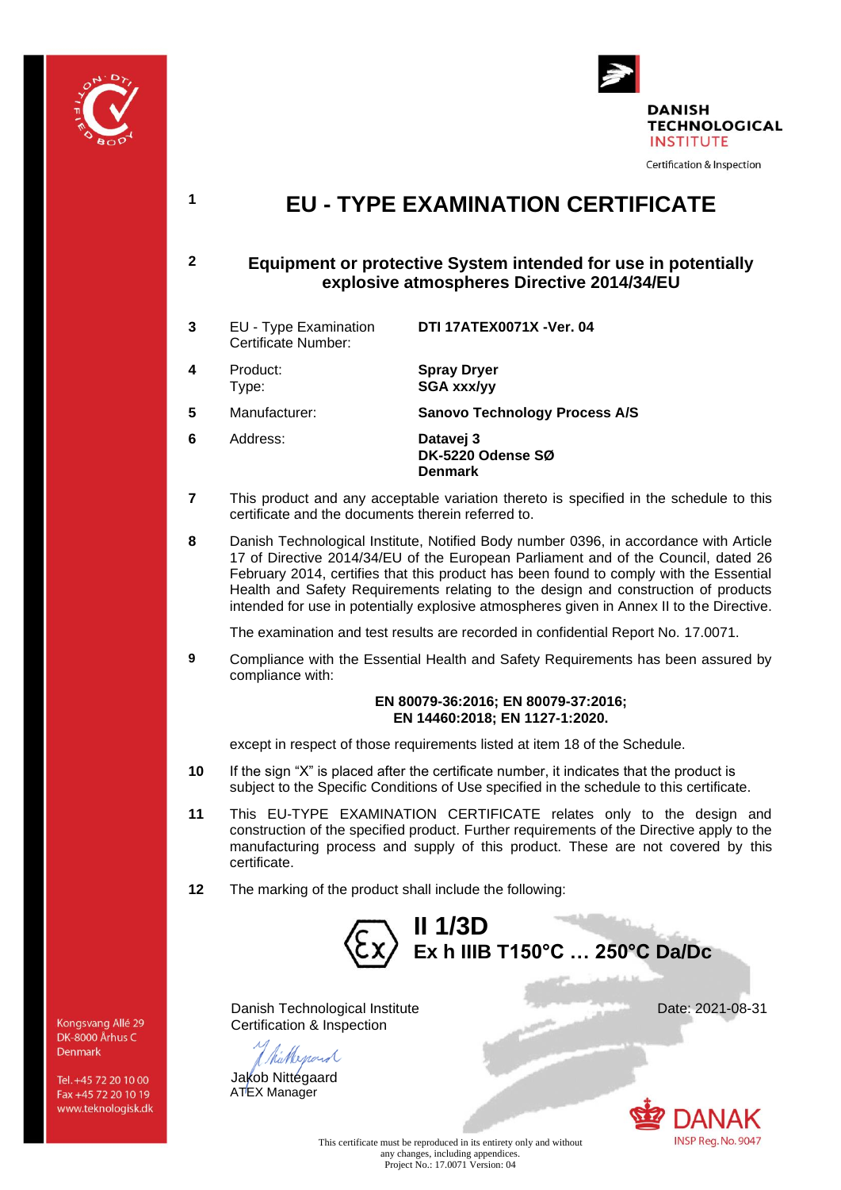DANISH TECHNOLOGICAL INSTITUTE

Certification & Inspection

# EU - TYPE EXAMINATION CERTIFICATE

**1**

**2** **Equipment or protective System intended for use in potentially explosive atmospheres Directive 2014/34/EU**

| | | |
|---|---|---|
| **3** | EU - Type Examination Certificate Number: | **DTI 17ATEX0071X -Ver. 04** |
| **4** | Product: Type: | **Spray Dryer SGA xxx/yy** |
| **5** | Manufacturer: | **Sanovo Technology Process A/S** |
| **6** | Address: | **Datavej 3 DK-5220 Odense SØ Denmark** |

**7** This product and any acceptable variation thereto is specified in the schedule to this certificate and the documents therein referred to.

**8** Danish Technological Institute, Notified Body number 0396, in accordance with Article 17 of Directive 2014/34/EU of the European Parliament and of the Council, dated 26 February 2014, certifies that this product has been found to comply with the Essential Health and Safety Requirements relating to the design and construction of products intended for use in potentially explosive atmospheres given in Annex II to the Directive.

The examination and test results are recorded in confidential Report No. 17.0071.

**9** Compliance with the Essential Health and Safety Requirements has been assured by compliance with:

**EN 80079-36:2016; EN 80079-37:2016;**
**EN 14460:2018; EN 1127-1:2020.**

except in respect of those requirements listed at item 18 of the Schedule.

**10** If the sign “X” is placed after the certificate number, it indicates that the product is subject to the Specific Conditions of Use specified in the schedule to this certificate.

**11** This EU-TYPE EXAMINATION CERTIFICATE relates only to the design and construction of the specified product. Further requirements of the Directive apply to the manufacturing process and supply of this product. These are not covered by this certificate.

**12** The marking of the product shall include the following:

**Ex II 1/3D**
**Ex h IIIB T150°C … 250°C Da/Dc**

Danish Technological Institute
Certification & Inspection

Date: 2021-08-31

Jakob Nittegaard
ATEX Manager

Kongsvang Allé 29
DK-8000 Århus C
Denmark

Tel. +45 72 20 10 00
Fax +45 72 20 10 19
www.teknologisk.dk

DANAK INSP Reg. No. 9047

This certificate must be reproduced in its entirety only and without any changes, including appendices.
Project No.: 17.0071 Version: 04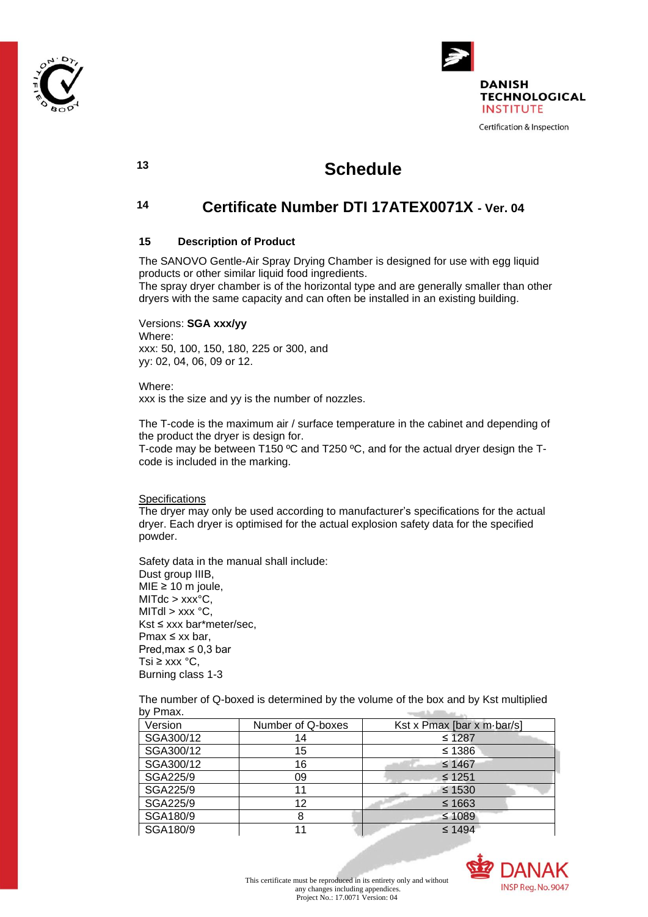13

# Schedule

14

## Certificate Number DTI 17ATEX0071X - Ver. 04

15 **Description of Product**

The SANOVO Gentle-Air Spray Drying Chamber is designed for use with egg liquid products or other similar liquid food ingredients.
The spray dryer chamber is of the horizontal type and are generally smaller than other dryers with the same capacity and can often be installed in an existing building.

Versions: **SGA xxx/yy**
Where:
xxx: 50, 100, 150, 180, 225 or 300, and
yy: 02, 04, 06, 09 or 12.

Where:
xxx is the size and yy is the number of nozzles.

The T-code is the maximum air / surface temperature in the cabinet and depending of the product the dryer is design for.
T-code may be between T150 ºC and T250 ºC, and for the actual dryer design the T-code is included in the marking.

Specifications
The dryer may only be used according to manufacturer's specifications for the actual dryer. Each dryer is optimised for the actual explosion safety data for the specified powder.

Safety data in the manual shall include:
Dust group IIIB,
MIE ≥ 10 m joule,
MITdc > xxx°C,
MITdl > xxx °C,
Kst ≤ xxx bar*meter/sec,
Pmax ≤ xx bar,
Pred,max ≤ 0,3 bar
Tsi ≥ xxx °C,
Burning class 1-3

The number of Q-boxed is determined by the volume of the box and by Kst multiplied by Pmax.

| Version | Number of Q-boxes | Kst x Pmax [bar x m·bar/s] |
|---|---|---|
| SGA300/12 | 14 | ≤ 1287 |
| SGA300/12 | 15 | ≤ 1386 |
| SGA300/12 | 16 | ≤ 1467 |
| SGA225/9 | 09 | ≤ 1251 |
| SGA225/9 | 11 | ≤ 1530 |
| SGA225/9 | 12 | ≤ 1663 |
| SGA180/9 | 8 | ≤ 1089 |
| SGA180/9 | 11 | ≤ 1494 |

This certificate must be reproduced in its entirety only and without any changes including appendices.
Project No.: 17.0071 Version: 04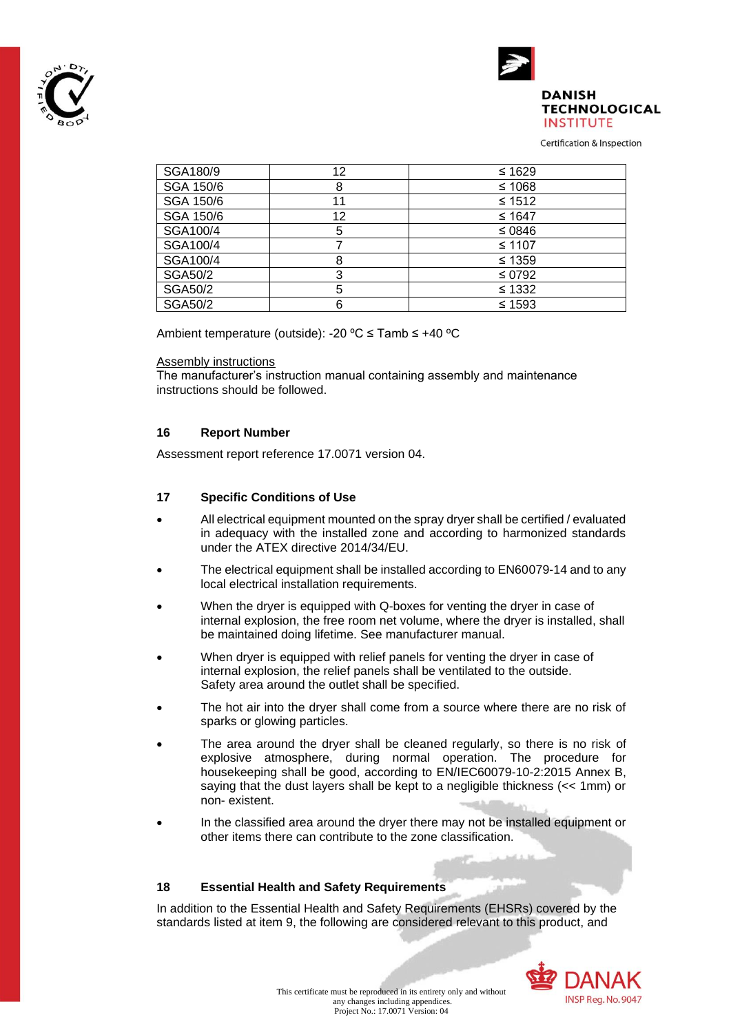| SGA180/9 | 12 | ≤ 1629 |
|---|---|---|
| SGA 150/6 | 8 | ≤ 1068 |
| SGA 150/6 | 11 | ≤ 1512 |
| SGA 150/6 | 12 | ≤ 1647 |
| SGA100/4 | 5 | ≤ 0846 |
| SGA100/4 | 7 | ≤ 1107 |
| SGA100/4 | 8 | ≤ 1359 |
| SGA50/2 | 3 | ≤ 0792 |
| SGA50/2 | 5 | ≤ 1332 |
| SGA50/2 | 6 | ≤ 1593 |

Ambient temperature (outside): -20 ºC ≤ Tamb ≤ +40 ºC

Assembly instructions

The manufacturer's instruction manual containing assembly and maintenance instructions should be followed.

## 16 Report Number

Assessment report reference 17.0071 version 04.

## 17 Specific Conditions of Use

- All electrical equipment mounted on the spray dryer shall be certified / evaluated in adequacy with the installed zone and according to harmonized standards under the ATEX directive 2014/34/EU.
- The electrical equipment shall be installed according to EN60079-14 and to any local electrical installation requirements.
- When the dryer is equipped with Q-boxes for venting the dryer in case of internal explosion, the free room net volume, where the dryer is installed, shall be maintained doing lifetime. See manufacturer manual.
- When dryer is equipped with relief panels for venting the dryer in case of internal explosion, the relief panels shall be ventilated to the outside. Safety area around the outlet shall be specified.
- The hot air into the dryer shall come from a source where there are no risk of sparks or glowing particles.
- The area around the dryer shall be cleaned regularly, so there is no risk of explosive atmosphere, during normal operation. The procedure for housekeeping shall be good, according to EN/IEC60079-10-2:2015 Annex B, saying that the dust layers shall be kept to a negligible thickness (<< 1mm) or non- existent.
- In the classified area around the dryer there may not be installed equipment or other items there can contribute to the zone classification.

## 18 Essential Health and Safety Requirements

In addition to the Essential Health and Safety Requirements (EHSRs) covered by the standards listed at item 9, the following are considered relevant to this product, and

This certificate must be reproduced in its entirety only and without any changes including appendices.
Project No.: 17.0071 Version: 04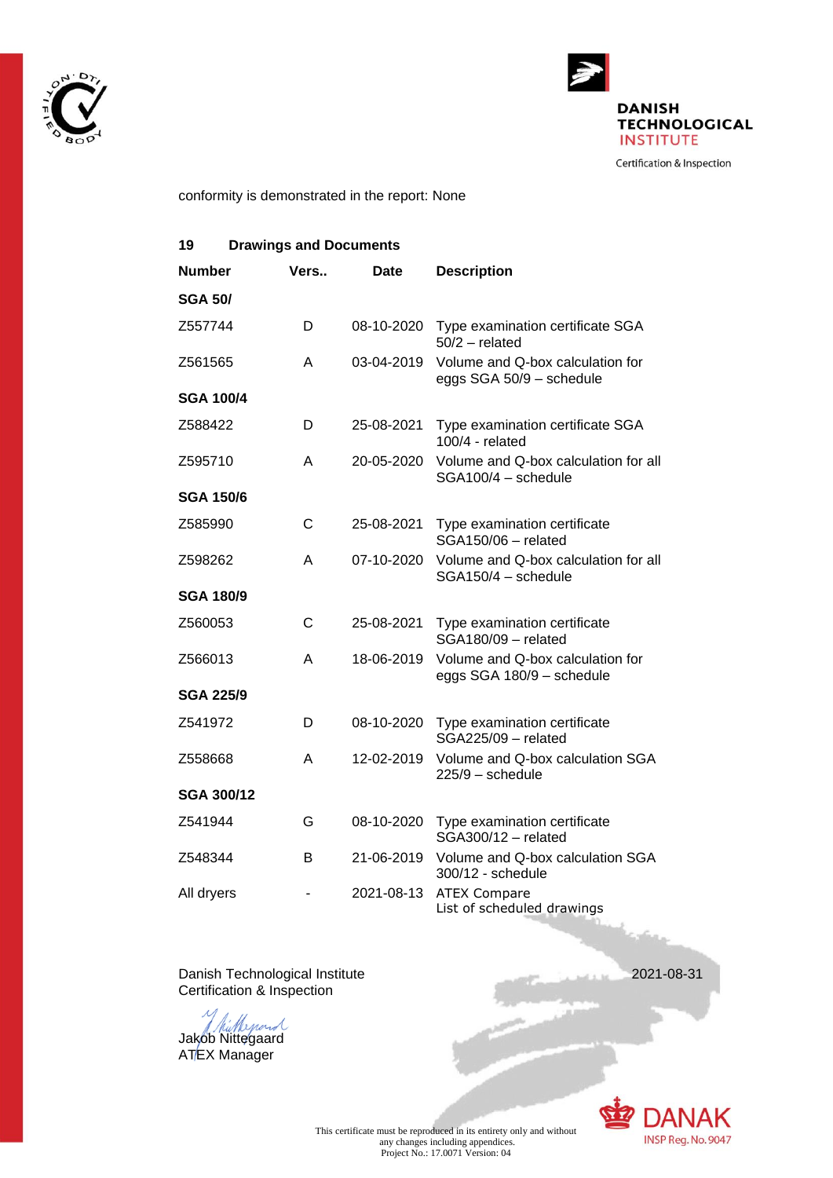conformity is demonstrated in the report: None

## 19 Drawings and Documents

| Number | Vers.. | Date | Description |
|---|---|---|---|
| **SGA 50/** | | | |
| Z557744 | D | 08-10-2020 | Type examination certificate SGA 50/2 – related |
| Z561565 | A | 03-04-2019 | Volume and Q-box calculation for eggs SGA 50/9 – schedule |
| **SGA 100/4** | | | |
| Z588422 | D | 25-08-2021 | Type examination certificate SGA 100/4 - related |
| Z595710 | A | 20-05-2020 | Volume and Q-box calculation for all SGA100/4 – schedule |
| **SGA 150/6** | | | |
| Z585990 | C | 25-08-2021 | Type examination certificate SGA150/06 – related |
| Z598262 | A | 07-10-2020 | Volume and Q-box calculation for all SGA150/4 – schedule |
| **SGA 180/9** | | | |
| Z560053 | C | 25-08-2021 | Type examination certificate SGA180/09 – related |
| Z566013 | A | 18-06-2019 | Volume and Q-box calculation for eggs SGA 180/9 – schedule |
| **SGA 225/9** | | | |
| Z541972 | D | 08-10-2020 | Type examination certificate SGA225/09 – related |
| Z558668 | A | 12-02-2019 | Volume and Q-box calculation SGA 225/9 – schedule |
| **SGA 300/12** | | | |
| Z541944 | G | 08-10-2020 | Type examination certificate SGA300/12 – related |
| Z548344 | B | 21-06-2019 | Volume and Q-box calculation SGA 300/12 - schedule |
| All dryers | - | 2021-08-13 | ATEX Compare List of scheduled drawings |

Danish Technological Institute
Certification & Inspection

2021-08-31

Jakob Nittegaard
ATEX Manager

This certificate must be reproduced in its entirety only and without any changes including appendices.
Project No.: 17.0071 Version: 04

DANAK INSP Reg. No. 9047